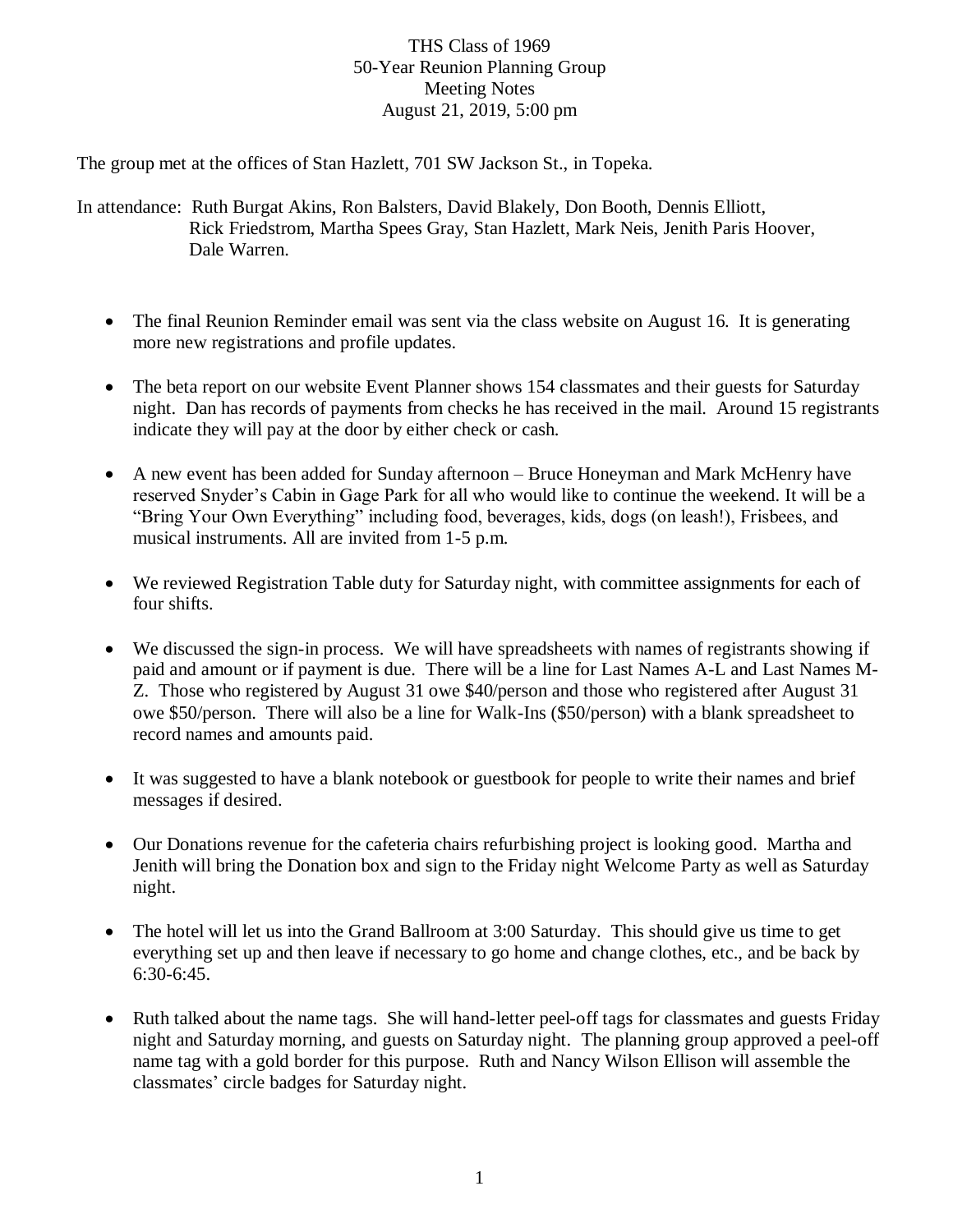# THS Class of 1969
## 50-Year Reunion Planning Group
## Meeting Notes
## August 21, 2019, 5:00 pm

The group met at the offices of Stan Hazlett, 701 SW Jackson St., in Topeka.

In attendance: Ruth Burgat Akins, Ron Balsters, David Blakely, Don Booth, Dennis Elliott, Rick Friedstrom, Martha Spees Gray, Stan Hazlett, Mark Neis, Jenith Paris Hoover, Dale Warren.

- The final Reunion Reminder email was sent via the class website on August 16. It is generating more new registrations and profile updates.
- The beta report on our website Event Planner shows 154 classmates and their guests for Saturday night. Dan has records of payments from checks he has received in the mail. Around 15 registrants indicate they will pay at the door by either check or cash.
- A new event has been added for Sunday afternoon – Bruce Honeyman and Mark McHenry have reserved Snyder's Cabin in Gage Park for all who would like to continue the weekend. It will be a "Bring Your Own Everything" including food, beverages, kids, dogs (on leash!), Frisbees, and musical instruments. All are invited from 1-5 p.m.
- We reviewed Registration Table duty for Saturday night, with committee assignments for each of four shifts.
- We discussed the sign-in process. We will have spreadsheets with names of registrants showing if paid and amount or if payment is due. There will be a line for Last Names A-L and Last Names M-Z. Those who registered by August 31 owe $40/person and those who registered after August 31 owe $50/person. There will also be a line for Walk-Ins ($50/person) with a blank spreadsheet to record names and amounts paid.
- It was suggested to have a blank notebook or guestbook for people to write their names and brief messages if desired.
- Our Donations revenue for the cafeteria chairs refurbishing project is looking good. Martha and Jenith will bring the Donation box and sign to the Friday night Welcome Party as well as Saturday night.
- The hotel will let us into the Grand Ballroom at 3:00 Saturday. This should give us time to get everything set up and then leave if necessary to go home and change clothes, etc., and be back by 6:30-6:45.
- Ruth talked about the name tags. She will hand-letter peel-off tags for classmates and guests Friday night and Saturday morning, and guests on Saturday night. The planning group approved a peel-off name tag with a gold border for this purpose. Ruth and Nancy Wilson Ellison will assemble the classmates' circle badges for Saturday night.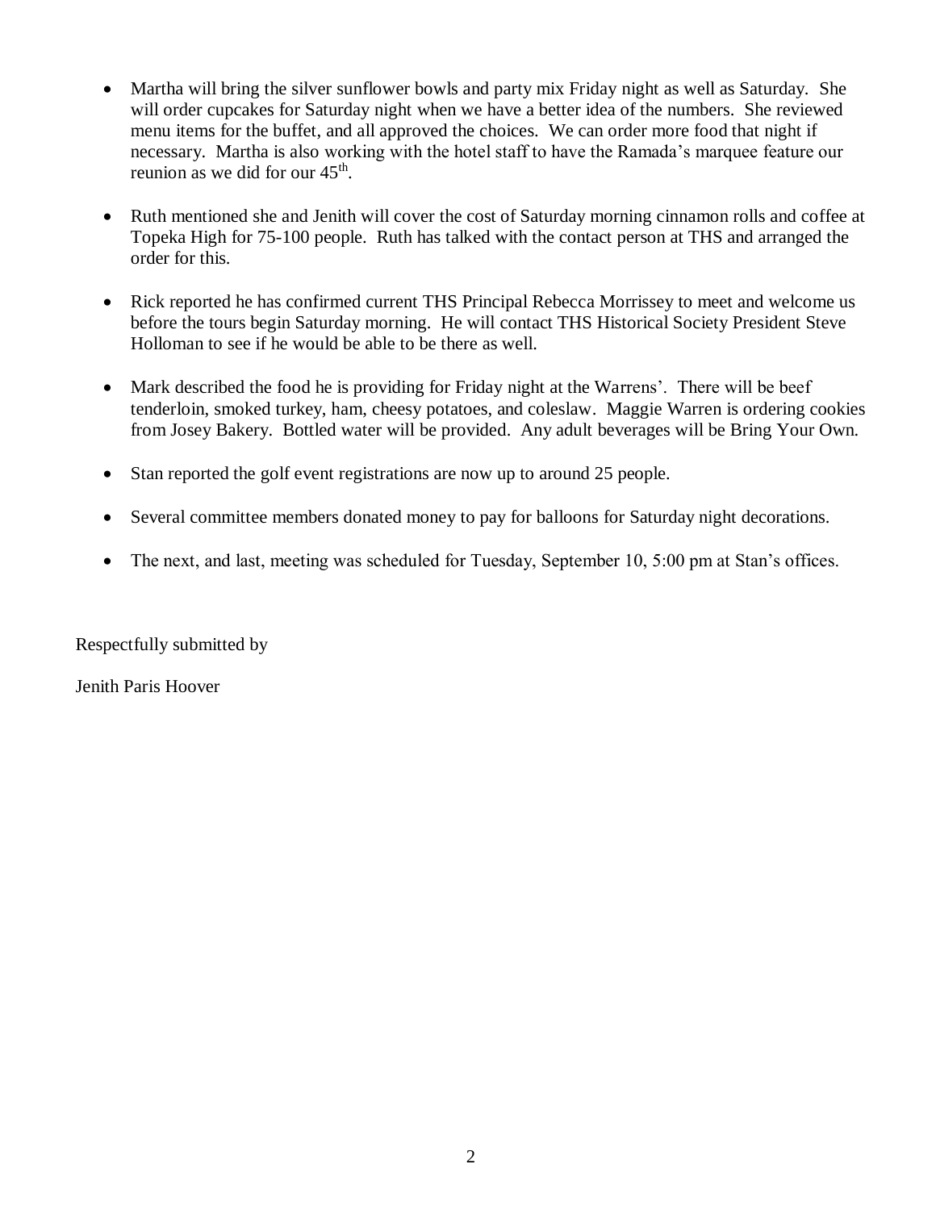- Martha will bring the silver sunflower bowls and party mix Friday night as well as Saturday. She will order cupcakes for Saturday night when we have a better idea of the numbers. She reviewed menu items for the buffet, and all approved the choices. We can order more food that night if necessary. Martha is also working with the hotel staff to have the Ramada's marquee feature our reunion as we did for our 45th.

- Ruth mentioned she and Jenith will cover the cost of Saturday morning cinnamon rolls and coffee at Topeka High for 75-100 people. Ruth has talked with the contact person at THS and arranged the order for this.

- Rick reported he has confirmed current THS Principal Rebecca Morrissey to meet and welcome us before the tours begin Saturday morning. He will contact THS Historical Society President Steve Holloman to see if he would be able to be there as well.

- Mark described the food he is providing for Friday night at the Warrens'. There will be beef tenderloin, smoked turkey, ham, cheesy potatoes, and coleslaw. Maggie Warren is ordering cookies from Josey Bakery. Bottled water will be provided. Any adult beverages will be Bring Your Own.

- Stan reported the golf event registrations are now up to around 25 people.

- Several committee members donated money to pay for balloons for Saturday night decorations.

- The next, and last, meeting was scheduled for Tuesday, September 10, 5:00 pm at Stan's offices.

Respectfully submitted by

Jenith Paris Hoover